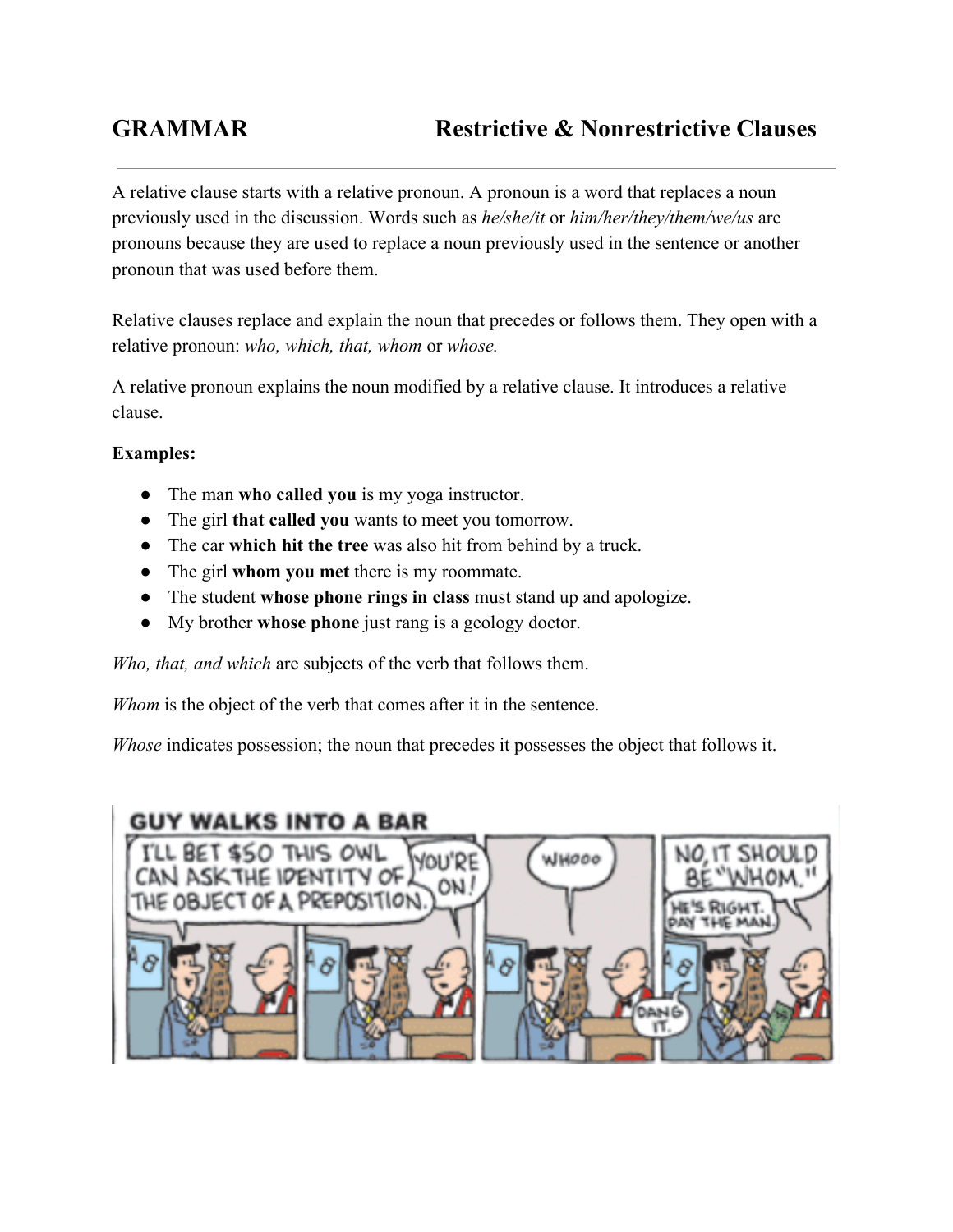# GRAMMAR — Restrictive & Nonrestrictive Clauses

A relative clause starts with a relative pronoun. A pronoun is a word that replaces a noun previously used in the discussion. Words such as *he/she/it* or *him/her/they/them/we/us* are pronouns because they are used to replace a noun previously used in the sentence or another pronoun that was used before them.

Relative clauses replace and explain the noun that precedes or follows them. They open with a relative pronoun: *who, which, that, whom* or *whose.*

A relative pronoun explains the noun modified by a relative clause. It introduces a relative clause.

**Examples:**

- The man **who called you** is my yoga instructor.
- The girl **that called you** wants to meet you tomorrow.
- The car **which hit the tree** was also hit from behind by a truck.
- The girl **whom you met** there is my roommate.
- The student **whose phone rings in class** must stand up and apologize.
- My brother **whose phone** just rang is a geology doctor.

*Who, that, and which* are subjects of the verb that follows them.

*Whom* is the object of the verb that comes after it in the sentence.

*Whose* indicates possession; the noun that precedes it possesses the object that follows it.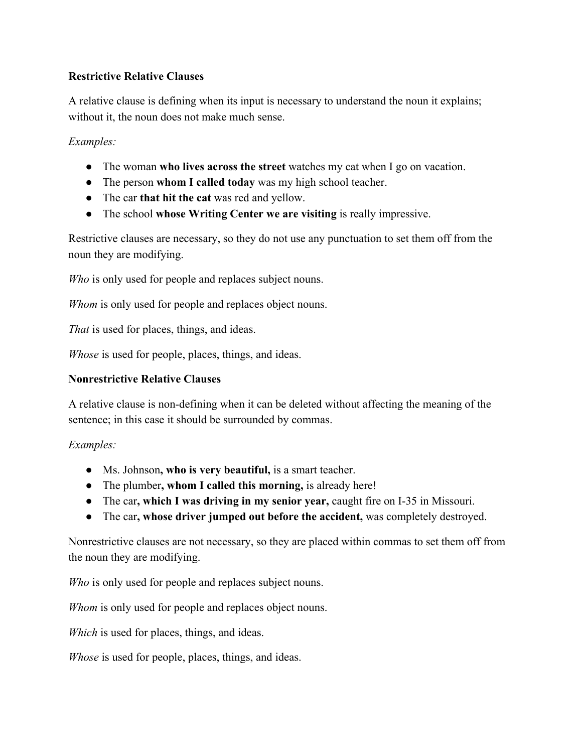**Restrictive Relative Clauses**

A relative clause is defining when its input is necessary to understand the noun it explains; without it, the noun does not make much sense.

*Examples:*

- The woman **who lives across the street** watches my cat when I go on vacation.
- The person **whom I called today** was my high school teacher.
- The car **that hit the cat** was red and yellow.
- The school **whose Writing Center we are visiting** is really impressive.

Restrictive clauses are necessary, so they do not use any punctuation to set them off from the noun they are modifying.

*Who* is only used for people and replaces subject nouns.

*Whom* is only used for people and replaces object nouns.

*That* is used for places, things, and ideas.

*Whose* is used for people, places, things, and ideas.

**Nonrestrictive Relative Clauses**

A relative clause is non-defining when it can be deleted without affecting the meaning of the sentence; in this case it should be surrounded by commas.

*Examples:*

- Ms. Johnson**, who is very beautiful,** is a smart teacher.
- The plumber**, whom I called this morning,** is already here!
- The car**, which I was driving in my senior year,** caught fire on I-35 in Missouri.
- The car**, whose driver jumped out before the accident,** was completely destroyed.

Nonrestrictive clauses are not necessary, so they are placed within commas to set them off from the noun they are modifying.

*Who* is only used for people and replaces subject nouns.

*Whom* is only used for people and replaces object nouns.

*Which* is used for places, things, and ideas.

*Whose* is used for people, places, things, and ideas.